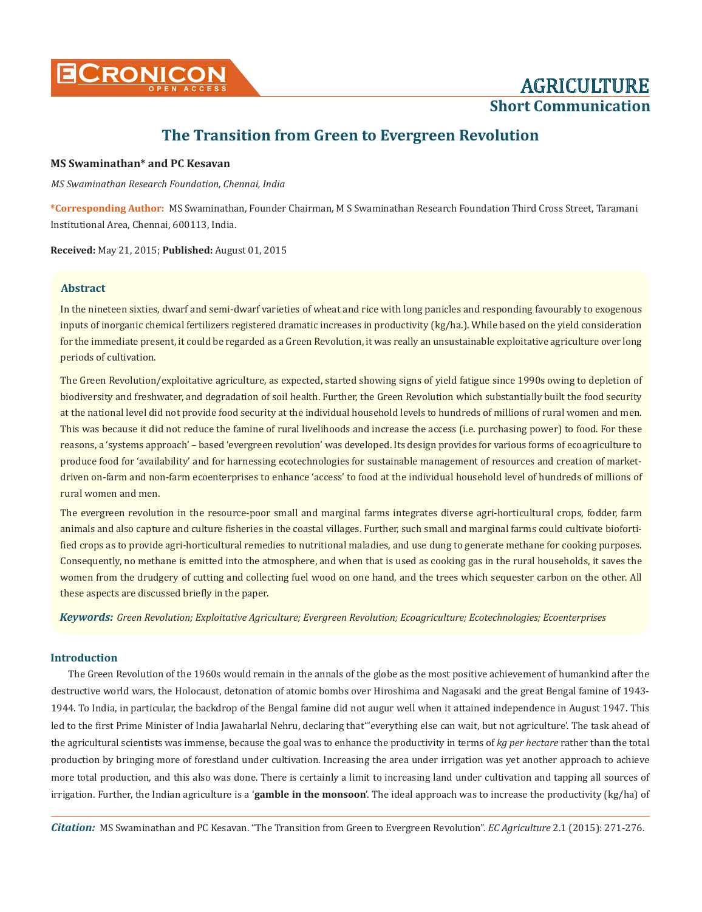# The Transition from Green to Evergreen Revolution

**MS Swaminathan* and PC Kesavan**

*MS Swaminathan Research Foundation, Chennai, India*

***Corresponding Author:** MS Swaminathan, Founder Chairman, M S Swaminathan Research Foundation Third Cross Street, Taramani Institutional Area, Chennai, 600113, India.

**Received:** May 21, 2015; **Published:** August 01, 2015

## Abstract

In the nineteen sixties, dwarf and semi-dwarf varieties of wheat and rice with long panicles and responding favourably to exogenous inputs of inorganic chemical fertilizers registered dramatic increases in productivity (kg/ha.). While based on the yield consideration for the immediate present, it could be regarded as a Green Revolution, it was really an unsustainable exploitative agriculture over long periods of cultivation.

The Green Revolution/exploitative agriculture, as expected, started showing signs of yield fatigue since 1990s owing to depletion of biodiversity and freshwater, and degradation of soil health. Further, the Green Revolution which substantially built the food security at the national level did not provide food security at the individual household levels to hundreds of millions of rural women and men. This was because it did not reduce the famine of rural livelihoods and increase the access (i.e. purchasing power) to food. For these reasons, a 'systems approach' – based 'evergreen revolution' was developed. Its design provides for various forms of ecoagriculture to produce food for 'availability' and for harnessing ecotechnologies for sustainable management of resources and creation of market-driven on-farm and non-farm ecoenterprises to enhance 'access' to food at the individual household level of hundreds of millions of rural women and men.

The evergreen revolution in the resource-poor small and marginal farms integrates diverse agri-horticultural crops, fodder, farm animals and also capture and culture fisheries in the coastal villages. Further, such small and marginal farms could cultivate biofortified crops as to provide agri-horticultural remedies to nutritional maladies, and use dung to generate methane for cooking purposes. Consequently, no methane is emitted into the atmosphere, and when that is used as cooking gas in the rural households, it saves the women from the drudgery of cutting and collecting fuel wood on one hand, and the trees which sequester carbon on the other. All these aspects are discussed briefly in the paper.

***Keywords:*** *Green Revolution; Exploitative Agriculture; Evergreen Revolution; Ecoagriculture; Ecotechnologies; Ecoenterprises*

## Introduction

The Green Revolution of the 1960s would remain in the annals of the globe as the most positive achievement of humankind after the destructive world wars, the Holocaust, detonation of atomic bombs over Hiroshima and Nagasaki and the great Bengal famine of 1943-1944. To India, in particular, the backdrop of the Bengal famine did not augur well when it attained independence in August 1947. This led to the first Prime Minister of India Jawaharlal Nehru, declaring that"'everything else can wait, but not agriculture'. The task ahead of the agricultural scientists was immense, because the goal was to enhance the productivity in terms of *kg per hectare* rather than the total production by bringing more of forestland under cultivation. Increasing the area under irrigation was yet another approach to achieve more total production, and this also was done. There is certainly a limit to increasing land under cultivation and tapping all sources of irrigation. Further, the Indian agriculture is a '**gamble in the monsoon**'. The ideal approach was to increase the productivity (kg/ha) of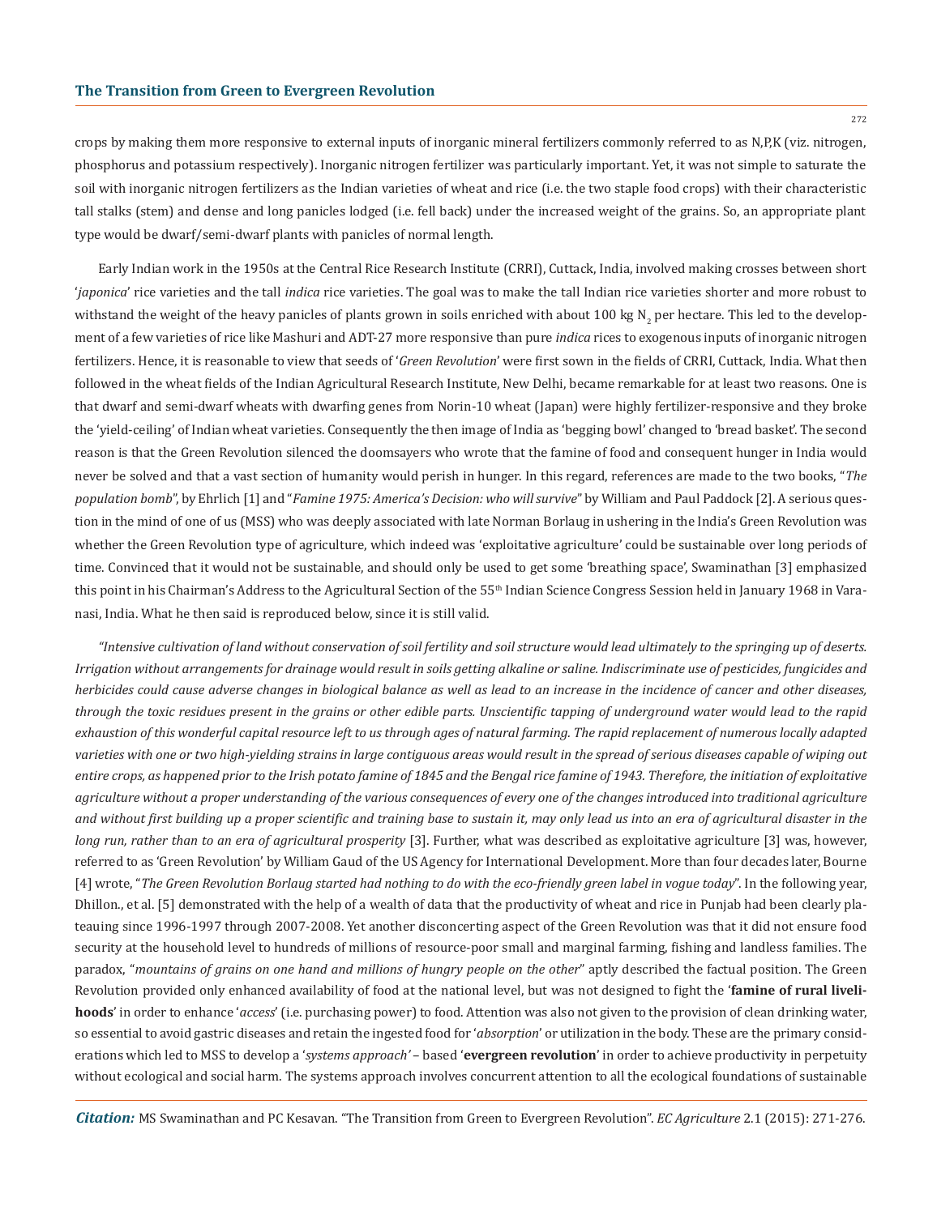crops by making them more responsive to external inputs of inorganic mineral fertilizers commonly referred to as N,P,K (viz. nitrogen, phosphorus and potassium respectively). Inorganic nitrogen fertilizer was particularly important. Yet, it was not simple to saturate the soil with inorganic nitrogen fertilizers as the Indian varieties of wheat and rice (i.e. the two staple food crops) with their characteristic tall stalks (stem) and dense and long panicles lodged (i.e. fell back) under the increased weight of the grains. So, an appropriate plant type would be dwarf/semi-dwarf plants with panicles of normal length.

Early Indian work in the 1950s at the Central Rice Research Institute (CRRI), Cuttack, India, involved making crosses between short '*japonica*' rice varieties and the tall *indica* rice varieties. The goal was to make the tall Indian rice varieties shorter and more robust to withstand the weight of the heavy panicles of plants grown in soils enriched with about 100 kg $N_2$ per hectare. This led to the development of a few varieties of rice like Mashuri and ADT-27 more responsive than pure *indica* rices to exogenous inputs of inorganic nitrogen fertilizers. Hence, it is reasonable to view that seeds of '*Green Revolution*' were first sown in the fields of CRRI, Cuttack, India. What then followed in the wheat fields of the Indian Agricultural Research Institute, New Delhi, became remarkable for at least two reasons. One is that dwarf and semi-dwarf wheats with dwarfing genes from Norin-10 wheat (Japan) were highly fertilizer-responsive and they broke the 'yield-ceiling' of Indian wheat varieties. Consequently the then image of India as 'begging bowl' changed to 'bread basket'. The second reason is that the Green Revolution silenced the doomsayers who wrote that the famine of food and consequent hunger in India would never be solved and that a vast section of humanity would perish in hunger. In this regard, references are made to the two books, "*The population bomb*", by Ehrlich [1] and "*Famine 1975: America's Decision: who will survive*" by William and Paul Paddock [2]. A serious question in the mind of one of us (MSS) who was deeply associated with late Norman Borlaug in ushering in the India's Green Revolution was whether the Green Revolution type of agriculture, which indeed was 'exploitative agriculture' could be sustainable over long periods of time. Convinced that it would not be sustainable, and should only be used to get some 'breathing space', Swaminathan [3] emphasized this point in his Chairman's Address to the Agricultural Section of the 55th Indian Science Congress Session held in January 1968 in Varanasi, India. What he then said is reproduced below, since it is still valid.

*"Intensive cultivation of land without conservation of soil fertility and soil structure would lead ultimately to the springing up of deserts. Irrigation without arrangements for drainage would result in soils getting alkaline or saline. Indiscriminate use of pesticides, fungicides and herbicides could cause adverse changes in biological balance as well as lead to an increase in the incidence of cancer and other diseases, through the toxic residues present in the grains or other edible parts. Unscientific tapping of underground water would lead to the rapid exhaustion of this wonderful capital resource left to us through ages of natural farming. The rapid replacement of numerous locally adapted varieties with one or two high-yielding strains in large contiguous areas would result in the spread of serious diseases capable of wiping out entire crops, as happened prior to the Irish potato famine of 1845 and the Bengal rice famine of 1943. Therefore, the initiation of exploitative agriculture without a proper understanding of the various consequences of every one of the changes introduced into traditional agriculture and without first building up a proper scientific and training base to sustain it, may only lead us into an era of agricultural disaster in the long run, rather than to an era of agricultural prosperity* [3]. Further, what was described as exploitative agriculture [3] was, however, referred to as 'Green Revolution' by William Gaud of the US Agency for International Development. More than four decades later, Bourne [4] wrote, "*The Green Revolution Borlaug started had nothing to do with the eco-friendly green label in vogue today*". In the following year, Dhillon., et al. [5] demonstrated with the help of a wealth of data that the productivity of wheat and rice in Punjab had been clearly plateauing since 1996-1997 through 2007-2008. Yet another disconcerting aspect of the Green Revolution was that it did not ensure food security at the household level to hundreds of millions of resource-poor small and marginal farming, fishing and landless families. The paradox, "*mountains of grains on one hand and millions of hungry people on the other*" aptly described the factual position. The Green Revolution provided only enhanced availability of food at the national level, but was not designed to fight the '**famine of rural livelihoods**' in order to enhance '*access*' (i.e. purchasing power) to food. Attention was also not given to the provision of clean drinking water, so essential to avoid gastric diseases and retain the ingested food for '*absorption*' or utilization in the body. These are the primary considerations which led to MSS to develop a '*systems approach'* – based '**evergreen revolution**' in order to achieve productivity in perpetuity without ecological and social harm. The systems approach involves concurrent attention to all the ecological foundations of sustainable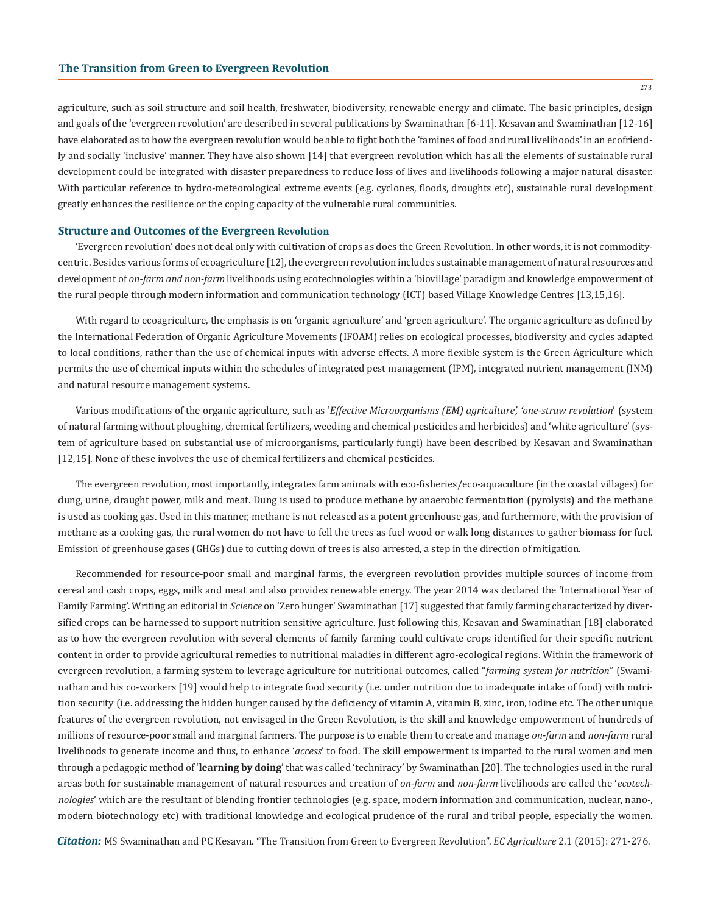agriculture, such as soil structure and soil health, freshwater, biodiversity, renewable energy and climate. The basic principles, design and goals of the 'evergreen revolution' are described in several publications by Swaminathan [6-11]. Kesavan and Swaminathan [12-16] have elaborated as to how the evergreen revolution would be able to fight both the 'famines of food and rural livelihoods' in an ecofriendly and socially 'inclusive' manner. They have also shown [14] that evergreen revolution which has all the elements of sustainable rural development could be integrated with disaster preparedness to reduce loss of lives and livelihoods following a major natural disaster. With particular reference to hydro-meteorological extreme events (e.g. cyclones, floods, droughts etc), sustainable rural development greatly enhances the resilience or the coping capacity of the vulnerable rural communities.

## Structure and Outcomes of the Evergreen Revolution

'Evergreen revolution' does not deal only with cultivation of crops as does the Green Revolution. In other words, it is not commodity-centric. Besides various forms of ecoagriculture [12], the evergreen revolution includes sustainable management of natural resources and development of *on-farm and non-farm* livelihoods using ecotechnologies within a 'biovillage' paradigm and knowledge empowerment of the rural people through modern information and communication technology (ICT) based Village Knowledge Centres [13,15,16].

With regard to ecoagriculture, the emphasis is on 'organic agriculture' and 'green agriculture'. The organic agriculture as defined by the International Federation of Organic Agriculture Movements (IFOAM) relies on ecological processes, biodiversity and cycles adapted to local conditions, rather than the use of chemical inputs with adverse effects. A more flexible system is the Green Agriculture which permits the use of chemical inputs within the schedules of integrated pest management (IPM), integrated nutrient management (INM) and natural resource management systems.

Various modifications of the organic agriculture, such as '*Effective Microorganisms (EM) agriculture', 'one-straw revolution*' (system of natural farming without ploughing, chemical fertilizers, weeding and chemical pesticides and herbicides) and 'white agriculture' (system of agriculture based on substantial use of microorganisms, particularly fungi) have been described by Kesavan and Swaminathan [12,15]. None of these involves the use of chemical fertilizers and chemical pesticides.

The evergreen revolution, most importantly, integrates farm animals with eco-fisheries/eco-aquaculture (in the coastal villages) for dung, urine, draught power, milk and meat. Dung is used to produce methane by anaerobic fermentation (pyrolysis) and the methane is used as cooking gas. Used in this manner, methane is not released as a potent greenhouse gas, and furthermore, with the provision of methane as a cooking gas, the rural women do not have to fell the trees as fuel wood or walk long distances to gather biomass for fuel. Emission of greenhouse gases (GHGs) due to cutting down of trees is also arrested, a step in the direction of mitigation.

Recommended for resource-poor small and marginal farms, the evergreen revolution provides multiple sources of income from cereal and cash crops, eggs, milk and meat and also provides renewable energy. The year 2014 was declared the 'International Year of Family Farming'. Writing an editorial in *Science* on 'Zero hunger' Swaminathan [17] suggested that family farming characterized by diversified crops can be harnessed to support nutrition sensitive agriculture. Just following this, Kesavan and Swaminathan [18] elaborated as to how the evergreen revolution with several elements of family farming could cultivate crops identified for their specific nutrient content in order to provide agricultural remedies to nutritional maladies in different agro-ecological regions. Within the framework of evergreen revolution, a farming system to leverage agriculture for nutritional outcomes, called "*farming system for nutrition*" (Swaminathan and his co-workers [19] would help to integrate food security (i.e. under nutrition due to inadequate intake of food) with nutrition security (i.e. addressing the hidden hunger caused by the deficiency of vitamin A, vitamin B, zinc, iron, iodine etc. The other unique features of the evergreen revolution, not envisaged in the Green Revolution, is the skill and knowledge empowerment of hundreds of millions of resource-poor small and marginal farmers. The purpose is to enable them to create and manage *on-farm* and *non-farm* rural livelihoods to generate income and thus, to enhance '*access*' to food. The skill empowerment is imparted to the rural women and men through a pedagogic method of '**learning by doing**' that was called 'techniracy' by Swaminathan [20]. The technologies used in the rural areas both for sustainable management of natural resources and creation of *on-farm* and *non-farm* livelihoods are called the '*ecotechnologies*' which are the resultant of blending frontier technologies (e.g. space, modern information and communication, nuclear, nano-, modern biotechnology etc) with traditional knowledge and ecological prudence of the rural and tribal people, especially the women.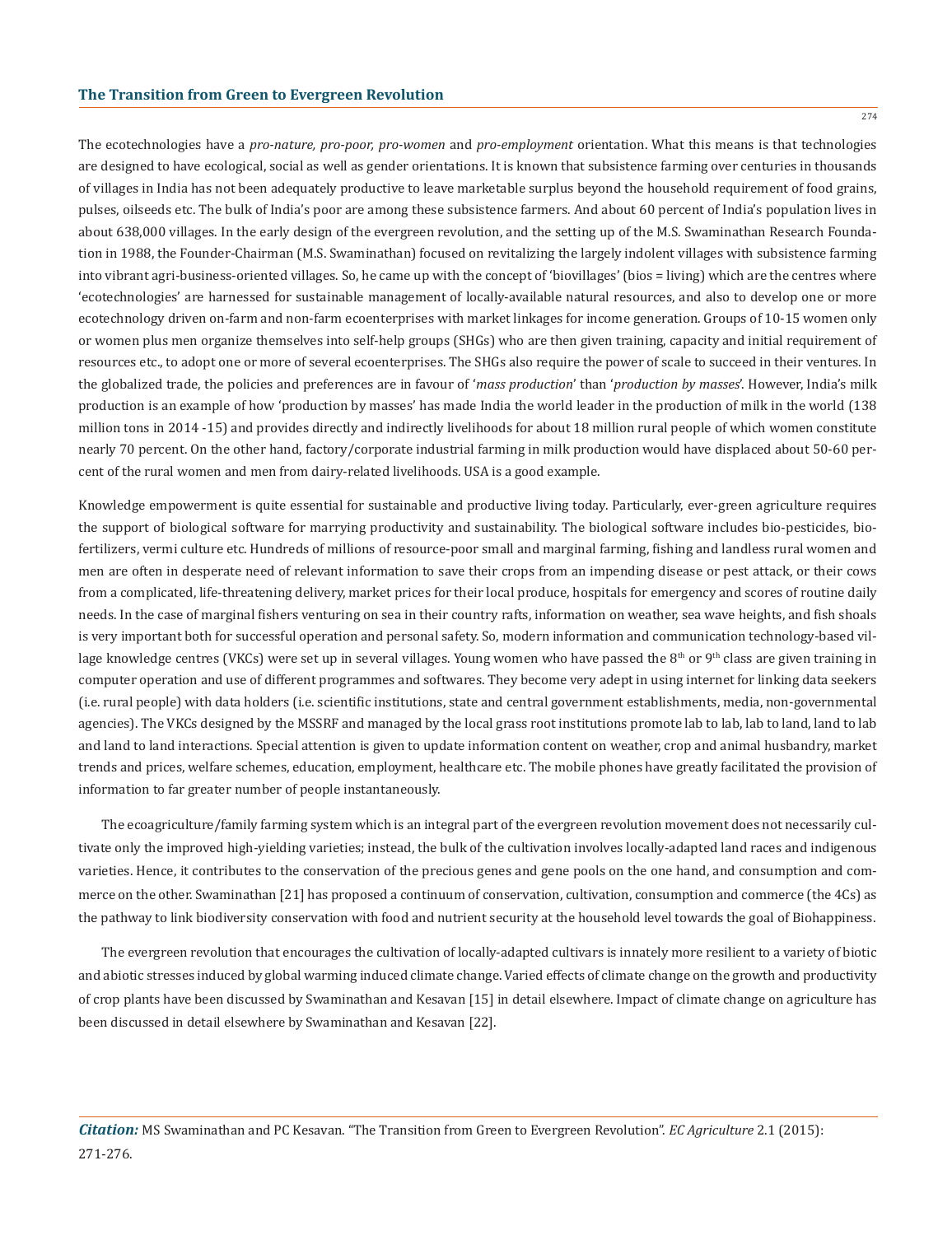The ecotechnologies have a *pro-nature, pro-poor, pro-women* and *pro-employment* orientation. What this means is that technologies are designed to have ecological, social as well as gender orientations. It is known that subsistence farming over centuries in thousands of villages in India has not been adequately productive to leave marketable surplus beyond the household requirement of food grains, pulses, oilseeds etc. The bulk of India's poor are among these subsistence farmers. And about 60 percent of India's population lives in about 638,000 villages. In the early design of the evergreen revolution, and the setting up of the M.S. Swaminathan Research Foundation in 1988, the Founder-Chairman (M.S. Swaminathan) focused on revitalizing the largely indolent villages with subsistence farming into vibrant agri-business-oriented villages. So, he came up with the concept of 'biovillages' (bios = living) which are the centres where 'ecotechnologies' are harnessed for sustainable management of locally-available natural resources, and also to develop one or more ecotechnology driven on-farm and non-farm ecoenterprises with market linkages for income generation. Groups of 10-15 women only or women plus men organize themselves into self-help groups (SHGs) who are then given training, capacity and initial requirement of resources etc., to adopt one or more of several ecoenterprises. The SHGs also require the power of scale to succeed in their ventures. In the globalized trade, the policies and preferences are in favour of '*mass production*' than '*production by masses*'. However, India's milk production is an example of how 'production by masses' has made India the world leader in the production of milk in the world (138 million tons in 2014 -15) and provides directly and indirectly livelihoods for about 18 million rural people of which women constitute nearly 70 percent. On the other hand, factory/corporate industrial farming in milk production would have displaced about 50-60 percent of the rural women and men from dairy-related livelihoods. USA is a good example.

Knowledge empowerment is quite essential for sustainable and productive living today. Particularly, ever-green agriculture requires the support of biological software for marrying productivity and sustainability. The biological software includes bio-pesticides, bio-fertilizers, vermi culture etc. Hundreds of millions of resource-poor small and marginal farming, fishing and landless rural women and men are often in desperate need of relevant information to save their crops from an impending disease or pest attack, or their cows from a complicated, life-threatening delivery, market prices for their local produce, hospitals for emergency and scores of routine daily needs. In the case of marginal fishers venturing on sea in their country rafts, information on weather, sea wave heights, and fish shoals is very important both for successful operation and personal safety. So, modern information and communication technology-based village knowledge centres (VKCs) were set up in several villages. Young women who have passed the 8th or 9th class are given training in computer operation and use of different programmes and softwares. They become very adept in using internet for linking data seekers (i.e. rural people) with data holders (i.e. scientific institutions, state and central government establishments, media, non-governmental agencies). The VKCs designed by the MSSRF and managed by the local grass root institutions promote lab to lab, lab to land, land to lab and land to land interactions. Special attention is given to update information content on weather, crop and animal husbandry, market trends and prices, welfare schemes, education, employment, healthcare etc. The mobile phones have greatly facilitated the provision of information to far greater number of people instantaneously.

The ecoagriculture/family farming system which is an integral part of the evergreen revolution movement does not necessarily cultivate only the improved high-yielding varieties; instead, the bulk of the cultivation involves locally-adapted land races and indigenous varieties. Hence, it contributes to the conservation of the precious genes and gene pools on the one hand, and consumption and commerce on the other. Swaminathan [21] has proposed a continuum of conservation, cultivation, consumption and commerce (the 4Cs) as the pathway to link biodiversity conservation with food and nutrient security at the household level towards the goal of Biohappiness.

The evergreen revolution that encourages the cultivation of locally-adapted cultivars is innately more resilient to a variety of biotic and abiotic stresses induced by global warming induced climate change. Varied effects of climate change on the growth and productivity of crop plants have been discussed by Swaminathan and Kesavan [15] in detail elsewhere. Impact of climate change on agriculture has been discussed in detail elsewhere by Swaminathan and Kesavan [22].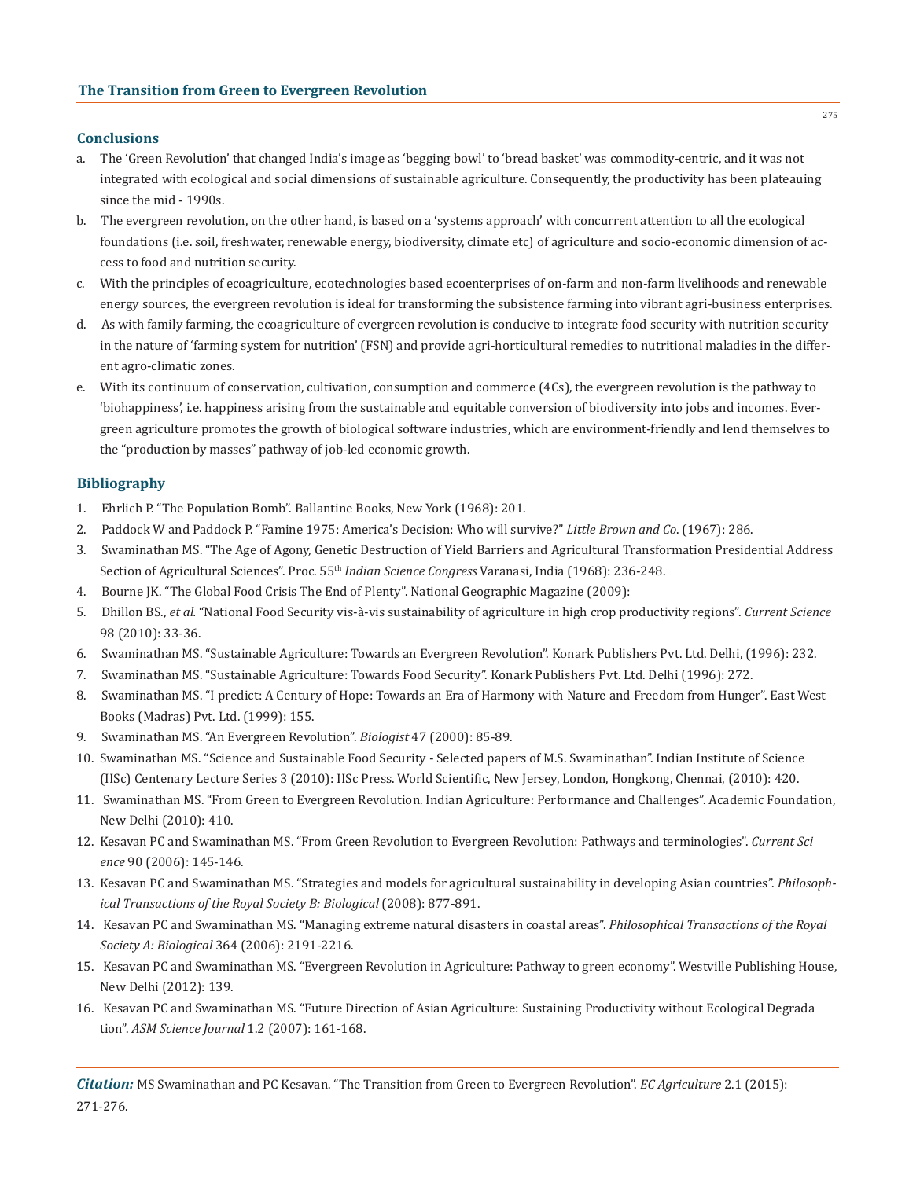## Conclusions

a. The 'Green Revolution' that changed India's image as 'begging bowl' to 'bread basket' was commodity-centric, and it was not integrated with ecological and social dimensions of sustainable agriculture. Consequently, the productivity has been plateauing since the mid - 1990s.

b. The evergreen revolution, on the other hand, is based on a 'systems approach' with concurrent attention to all the ecological foundations (i.e. soil, freshwater, renewable energy, biodiversity, climate etc) of agriculture and socio-economic dimension of access to food and nutrition security.

c. With the principles of ecoagriculture, ecotechnologies based ecoenterprises of on-farm and non-farm livelihoods and renewable energy sources, the evergreen revolution is ideal for transforming the subsistence farming into vibrant agri-business enterprises.

d. As with family farming, the ecoagriculture of evergreen revolution is conducive to integrate food security with nutrition security in the nature of 'farming system for nutrition' (FSN) and provide agri-horticultural remedies to nutritional maladies in the different agro-climatic zones.

e. With its continuum of conservation, cultivation, consumption and commerce (4Cs), the evergreen revolution is the pathway to 'biohappiness', i.e. happiness arising from the sustainable and equitable conversion of biodiversity into jobs and incomes. Evergreen agriculture promotes the growth of biological software industries, which are environment-friendly and lend themselves to the "production by masses" pathway of job-led economic growth.

## Bibliography

1. Ehrlich P. "The Population Bomb". Ballantine Books, New York (1968): 201.
2. Paddock W and Paddock P. "Famine 1975: America's Decision: Who will survive?" *Little Brown and Co*. (1967): 286.
3. Swaminathan MS. "The Age of Agony, Genetic Destruction of Yield Barriers and Agricultural Transformation Presidential Address Section of Agricultural Sciences". Proc. 55th *Indian Science Congress* Varanasi, India (1968): 236-248.
4. Bourne JK. "The Global Food Crisis The End of Plenty". National Geographic Magazine (2009):
5. Dhillon BS., *et al.* "National Food Security vis-à-vis sustainability of agriculture in high crop productivity regions". *Current Science* 98 (2010): 33-36.
6. Swaminathan MS. "Sustainable Agriculture: Towards an Evergreen Revolution". Konark Publishers Pvt. Ltd. Delhi, (1996): 232.
7. Swaminathan MS. "Sustainable Agriculture: Towards Food Security". Konark Publishers Pvt. Ltd. Delhi (1996): 272.
8. Swaminathan MS. "I predict: A Century of Hope: Towards an Era of Harmony with Nature and Freedom from Hunger". East West Books (Madras) Pvt. Ltd. (1999): 155.
9. Swaminathan MS. "An Evergreen Revolution". *Biologist* 47 (2000): 85-89.
10. Swaminathan MS. "Science and Sustainable Food Security - Selected papers of M.S. Swaminathan". Indian Institute of Science (IISc) Centenary Lecture Series 3 (2010): IISc Press. World Scientific, New Jersey, London, Hongkong, Chennai, (2010): 420.
11. Swaminathan MS. "From Green to Evergreen Revolution. Indian Agriculture: Performance and Challenges". Academic Foundation, New Delhi (2010): 410.
12. Kesavan PC and Swaminathan MS. "From Green Revolution to Evergreen Revolution: Pathways and terminologies". *Current Science* 90 (2006): 145-146.
13. Kesavan PC and Swaminathan MS. "Strategies and models for agricultural sustainability in developing Asian countries". *Philosophical Transactions of the Royal Society B: Biological* (2008): 877-891.
14. Kesavan PC and Swaminathan MS. "Managing extreme natural disasters in coastal areas". *Philosophical Transactions of the Royal Society A: Biological* 364 (2006): 2191-2216.
15. Kesavan PC and Swaminathan MS. "Evergreen Revolution in Agriculture: Pathway to green economy". Westville Publishing House, New Delhi (2012): 139.
16. Kesavan PC and Swaminathan MS. "Future Direction of Asian Agriculture: Sustaining Productivity without Ecological Degradation". *ASM Science Journal* 1.2 (2007): 161-168.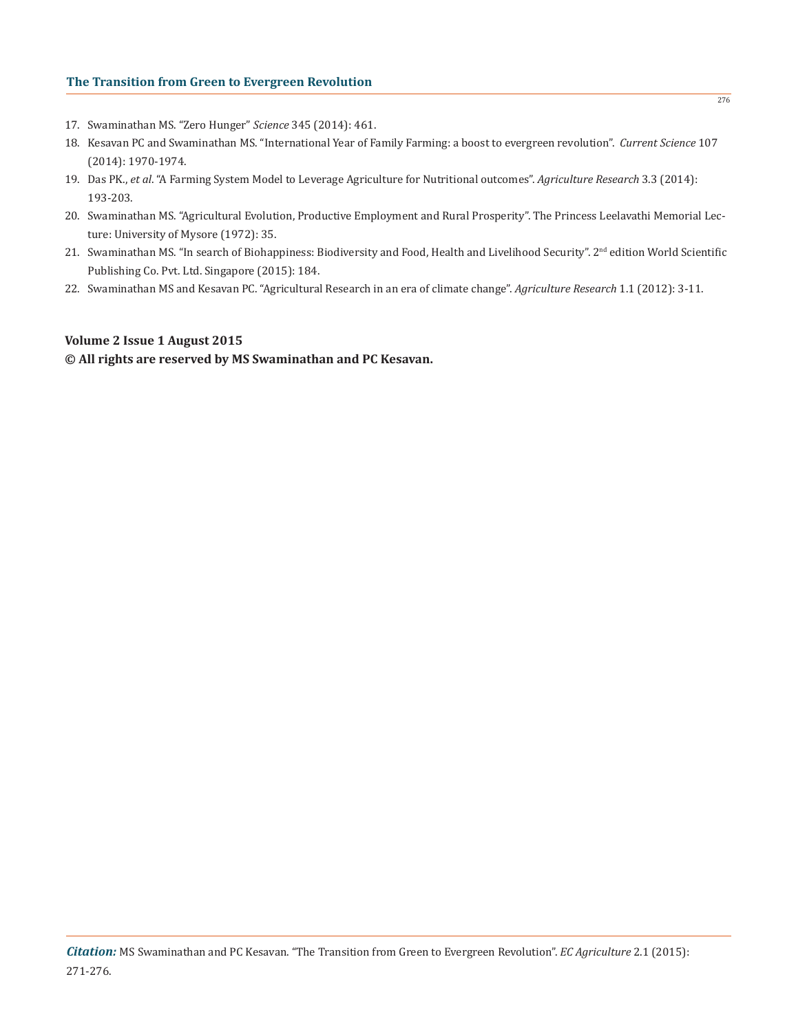17. Swaminathan MS. "Zero Hunger" *Science* 345 (2014): 461.
18. Kesavan PC and Swaminathan MS. "International Year of Family Farming: a boost to evergreen revolution". *Current Science* 107 (2014): 1970-1974.
19. Das PK., *et al*. "A Farming System Model to Leverage Agriculture for Nutritional outcomes". *Agriculture Research* 3.3 (2014): 193-203.
20. Swaminathan MS. "Agricultural Evolution, Productive Employment and Rural Prosperity". The Princess Leelavathi Memorial Lecture: University of Mysore (1972): 35.
21. Swaminathan MS. "In search of Biohappiness: Biodiversity and Food, Health and Livelihood Security". 2nd edition World Scientific Publishing Co. Pvt. Ltd. Singapore (2015): 184.
22. Swaminathan MS and Kesavan PC. "Agricultural Research in an era of climate change". *Agriculture Research* 1.1 (2012): 3-11.

**Volume 2 Issue 1 August 2015**

**© All rights are reserved by MS Swaminathan and PC Kesavan.**